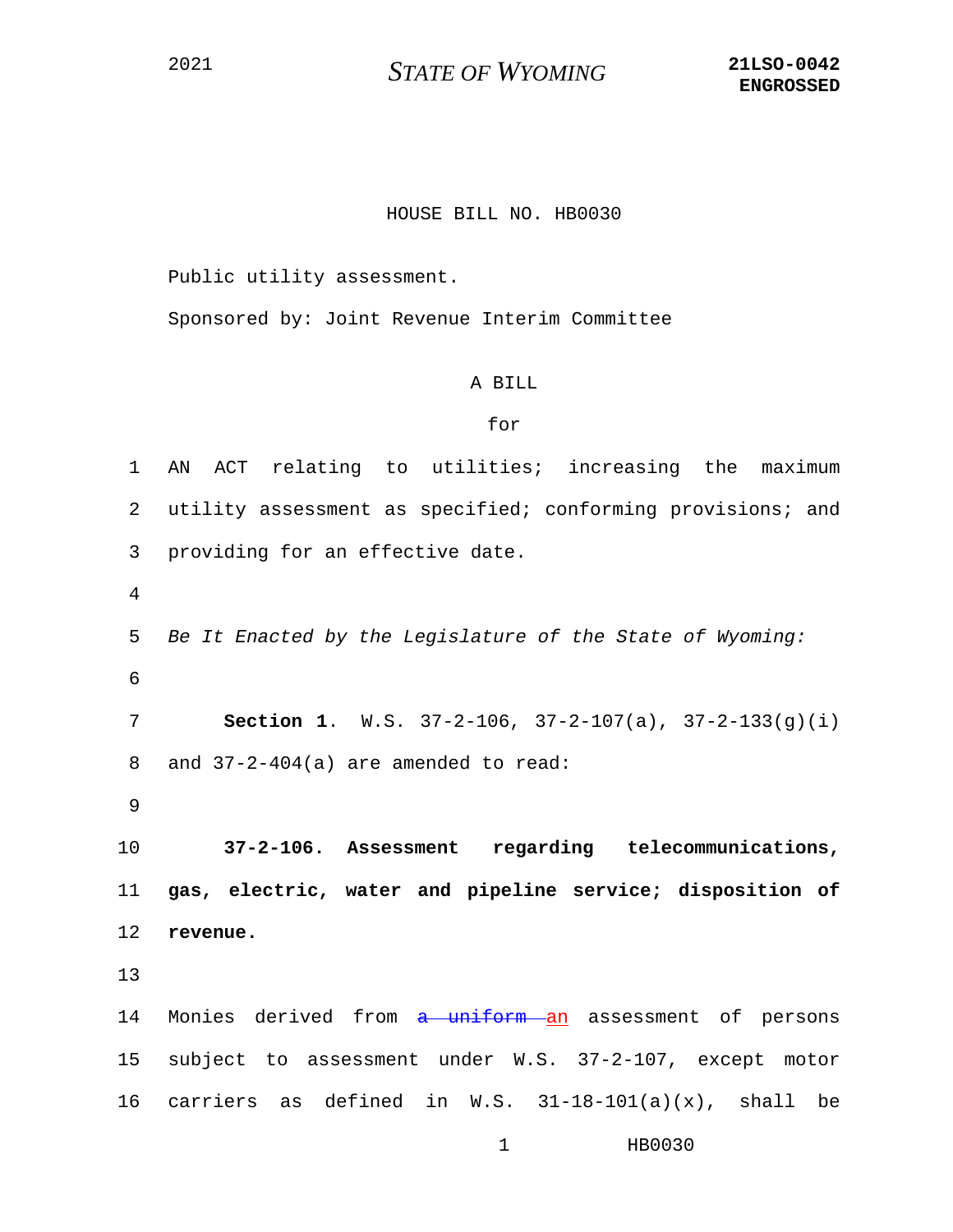2021 | *STATE OF WYOMING* | **21LSO-0042 ENGROSSED**

HOUSE BILL NO. HB0030

Public utility assessment.

Sponsored by: Joint Revenue Interim Committee

A BILL

for

1 AN ACT relating to utilities; increasing the maximum
2 utility assessment as specified; conforming provisions; and
3 providing for an effective date.
4
5 *Be It Enacted by the Legislature of the State of Wyoming:*
6
7 **Section 1.** W.S. 37-2-106, 37-2-107(a), 37-2-133(g)(i)
8 and 37-2-404(a) are amended to read:
9
10 **37-2-106. Assessment regarding telecommunications,**
11 **gas, electric, water and pipeline service; disposition of**
12 **revenue.**
13
14 Monies derived from ~~a uniform~~ an assessment of persons
15 subject to assessment under W.S. 37-2-107, except motor
16 carriers as defined in W.S. 31-18-101(a)(x), shall be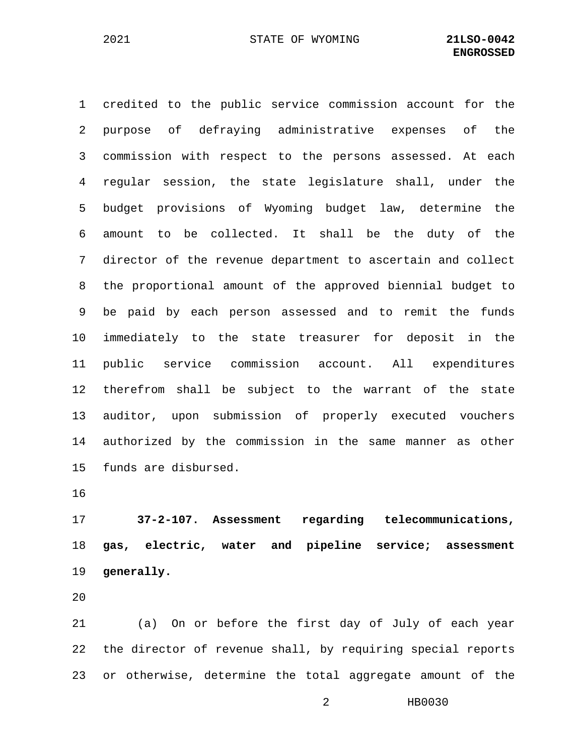credited to the public service commission account for the purpose of defraying administrative expenses of the commission with respect to the persons assessed. At each regular session, the state legislature shall, under the budget provisions of Wyoming budget law, determine the amount to be collected. It shall be the duty of the director of the revenue department to ascertain and collect the proportional amount of the approved biennial budget to be paid by each person assessed and to remit the funds immediately to the state treasurer for deposit in the public service commission account. All expenditures therefrom shall be subject to the warrant of the state auditor, upon submission of properly executed vouchers authorized by the commission in the same manner as other funds are disbursed.

**37-2-107. Assessment regarding telecommunications, gas, electric, water and pipeline service; assessment generally.**

(a) On or before the first day of July of each year the director of revenue shall, by requiring special reports or otherwise, determine the total aggregate amount of the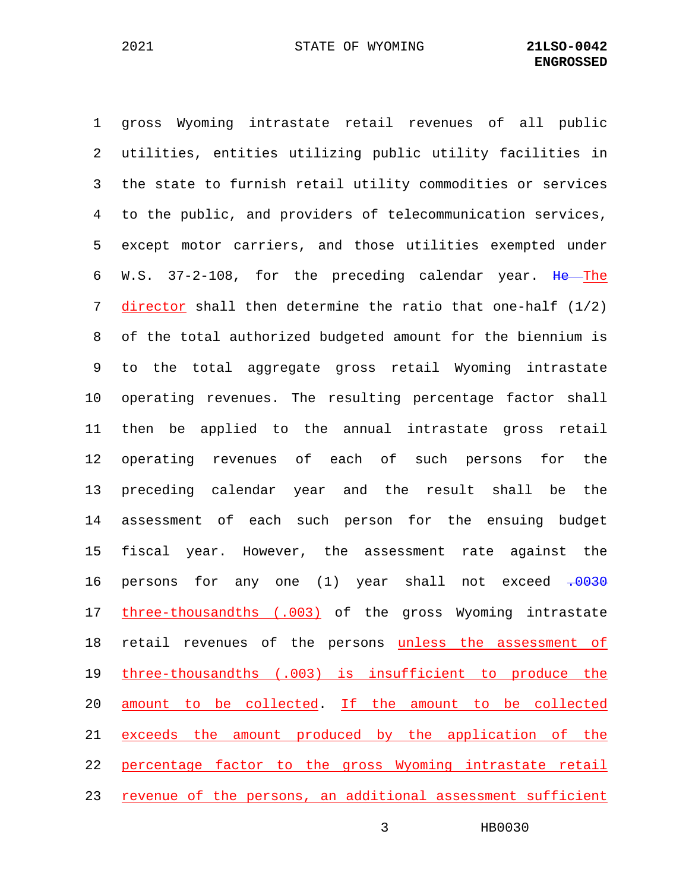gross Wyoming intrastate retail revenues of all public utilities, entities utilizing public utility facilities in the state to furnish retail utility commodities or services to the public, and providers of telecommunication services, except motor carriers, and those utilities exempted under W.S. 37-2-108, for the preceding calendar year. ~~He~~ The director shall then determine the ratio that one-half (1/2) of the total authorized budgeted amount for the biennium is to the total aggregate gross retail Wyoming intrastate operating revenues. The resulting percentage factor shall then be applied to the annual intrastate gross retail operating revenues of each of such persons for the preceding calendar year and the result shall be the assessment of each such person for the ensuing budget fiscal year. However, the assessment rate against the persons for any one (1) year shall not exceed ~~.0030~~ three-thousandths (.003) of the gross Wyoming intrastate retail revenues of the persons unless the assessment of three-thousandths (.003) is insufficient to produce the amount to be collected. If the amount to be collected exceeds the amount produced by the application of the percentage factor to the gross Wyoming intrastate retail revenue of the persons, an additional assessment sufficient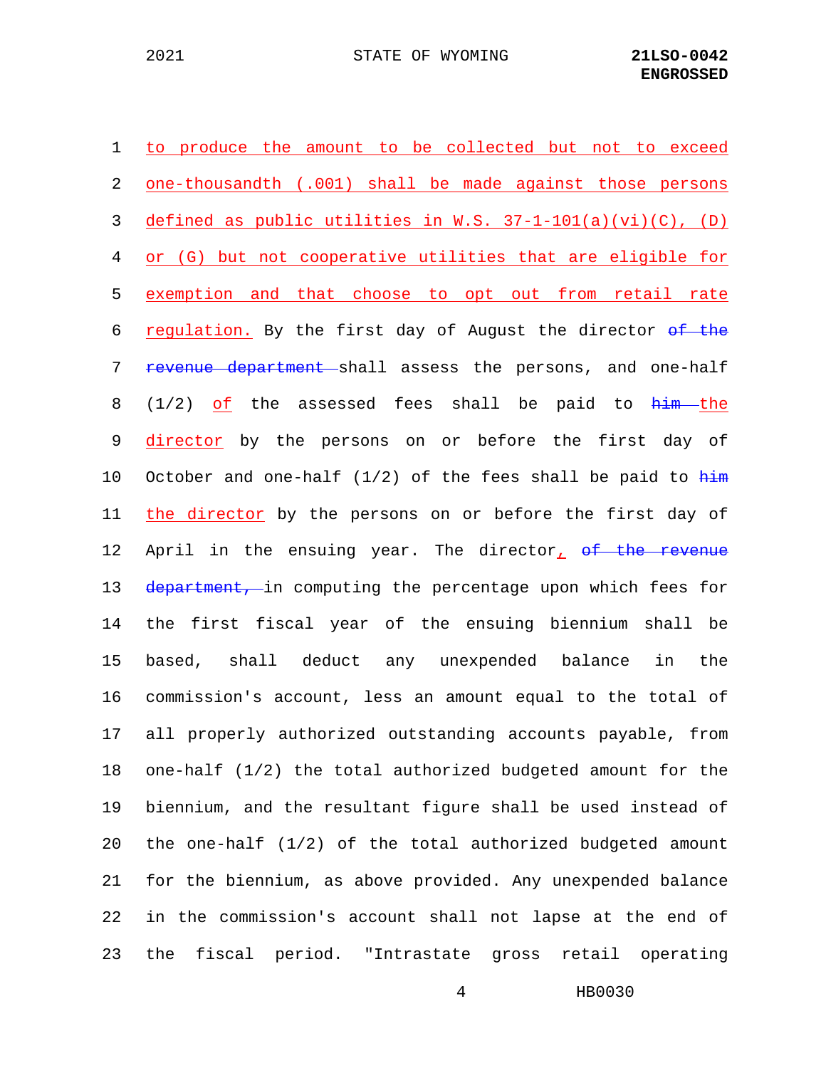to produce the amount to be collected but not to exceed one-thousandth (.001) shall be made against those persons defined as public utilities in W.S. 37-1-101(a)(vi)(C), (D) or (G) but not cooperative utilities that are eligible for exemption and that choose to opt out from retail rate regulation. By the first day of August the director ~~of the revenue department~~ shall assess the persons, and one-half (1/2) of the assessed fees shall be paid to ~~him~~ the director by the persons on or before the first day of October and one-half (1/2) of the fees shall be paid to ~~him~~ the director by the persons on or before the first day of April in the ensuing year. The director, ~~of the revenue department,~~ in computing the percentage upon which fees for the first fiscal year of the ensuing biennium shall be based, shall deduct any unexpended balance in the commission's account, less an amount equal to the total of all properly authorized outstanding accounts payable, from one-half (1/2) the total authorized budgeted amount for the biennium, and the resultant figure shall be used instead of the one-half (1/2) of the total authorized budgeted amount for the biennium, as above provided. Any unexpended balance in the commission's account shall not lapse at the end of the fiscal period. "Intrastate gross retail operating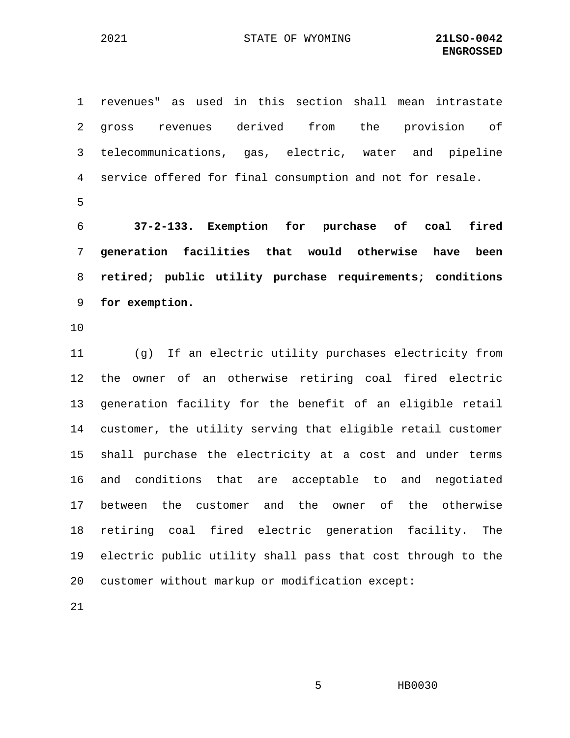revenues" as used in this section shall mean intrastate gross revenues derived from the provision of telecommunications, gas, electric, water and pipeline service offered for final consumption and not for resale.

**37-2-133. Exemption for purchase of coal fired generation facilities that would otherwise have been retired; public utility purchase requirements; conditions for exemption.**

(g) If an electric utility purchases electricity from the owner of an otherwise retiring coal fired electric generation facility for the benefit of an eligible retail customer, the utility serving that eligible retail customer shall purchase the electricity at a cost and under terms and conditions that are acceptable to and negotiated between the customer and the owner of the otherwise retiring coal fired electric generation facility. The electric public utility shall pass that cost through to the customer without markup or modification except: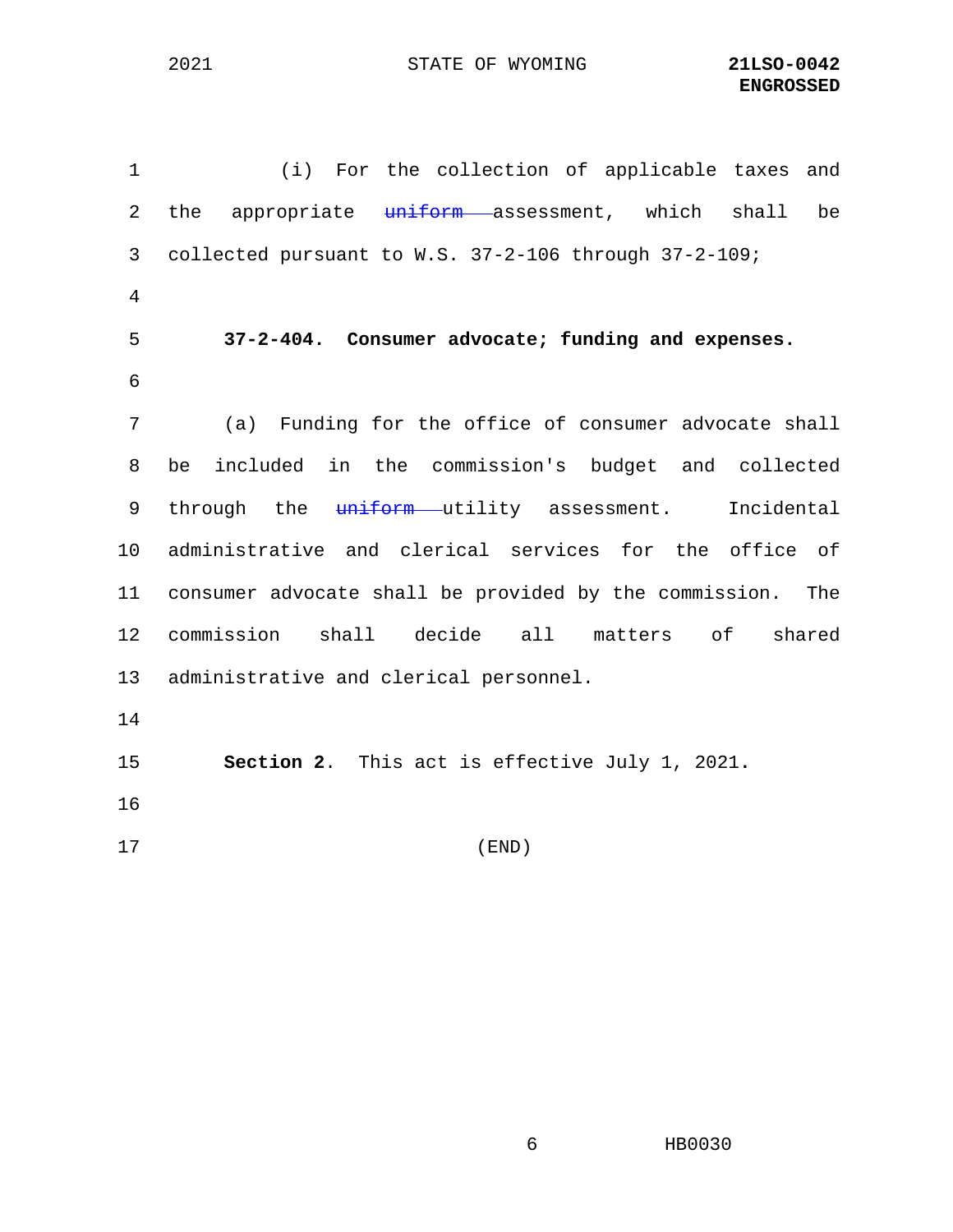(i) For the collection of applicable taxes and the appropriate ~~uniform~~ assessment, which shall be collected pursuant to W.S. 37-2-106 through 37-2-109;

**37-2-404. Consumer advocate; funding and expenses.**

(a) Funding for the office of consumer advocate shall be included in the commission's budget and collected through the ~~uniform~~ utility assessment. Incidental administrative and clerical services for the office of consumer advocate shall be provided by the commission. The commission shall decide all matters of shared administrative and clerical personnel.

**Section 2**. This act is effective July 1, 2021.

(END)